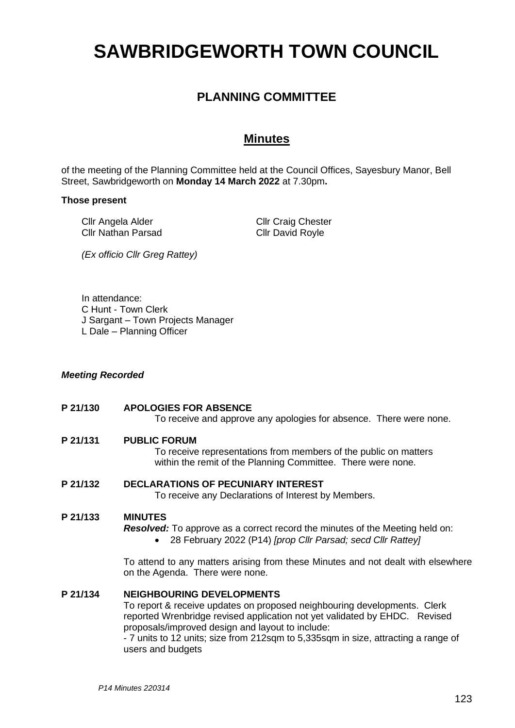# SAWBRIDGEWORTH TOWN COUNCIL

## PLANNING COMMITTEE

## Minutes

of the meeting of the Planning Committee held at the Council Offices, Sayesbury Manor, Bell Street, Sawbridgeworth on **Monday 14 March 2022** at 7.30pm**.**

**Those present**

Cllr Angela Alder
Cllr Craig Chester
Cllr Nathan Parsad
Cllr David Royle

*(Ex officio Cllr Greg Rattey)*

In attendance:
C Hunt - Town Clerk
J Sargant – Town Projects Manager
L Dale – Planning Officer

***Meeting Recorded***

**P 21/130 APOLOGIES FOR ABSENCE**

To receive and approve any apologies for absence. There were none.

**P 21/131 PUBLIC FORUM**

To receive representations from members of the public on matters within the remit of the Planning Committee. There were none.

**P 21/132 DECLARATIONS OF PECUNIARY INTEREST**

To receive any Declarations of Interest by Members.

**P 21/133 MINUTES**

***Resolved:*** To approve as a correct record the minutes of the Meeting held on:

- 28 February 2022 (P14) *[prop Cllr Parsad; secd Cllr Rattey]*

To attend to any matters arising from these Minutes and not dealt with elsewhere on the Agenda. There were none.

**P 21/134 NEIGHBOURING DEVELOPMENTS**

To report & receive updates on proposed neighbouring developments. Clerk reported Wrenbridge revised application not yet validated by EHDC. Revised proposals/improved design and layout to include:

- 7 units to 12 units; size from 212sqm to 5,335sqm in size, attracting a range of users and budgets

*P14 Minutes 220314*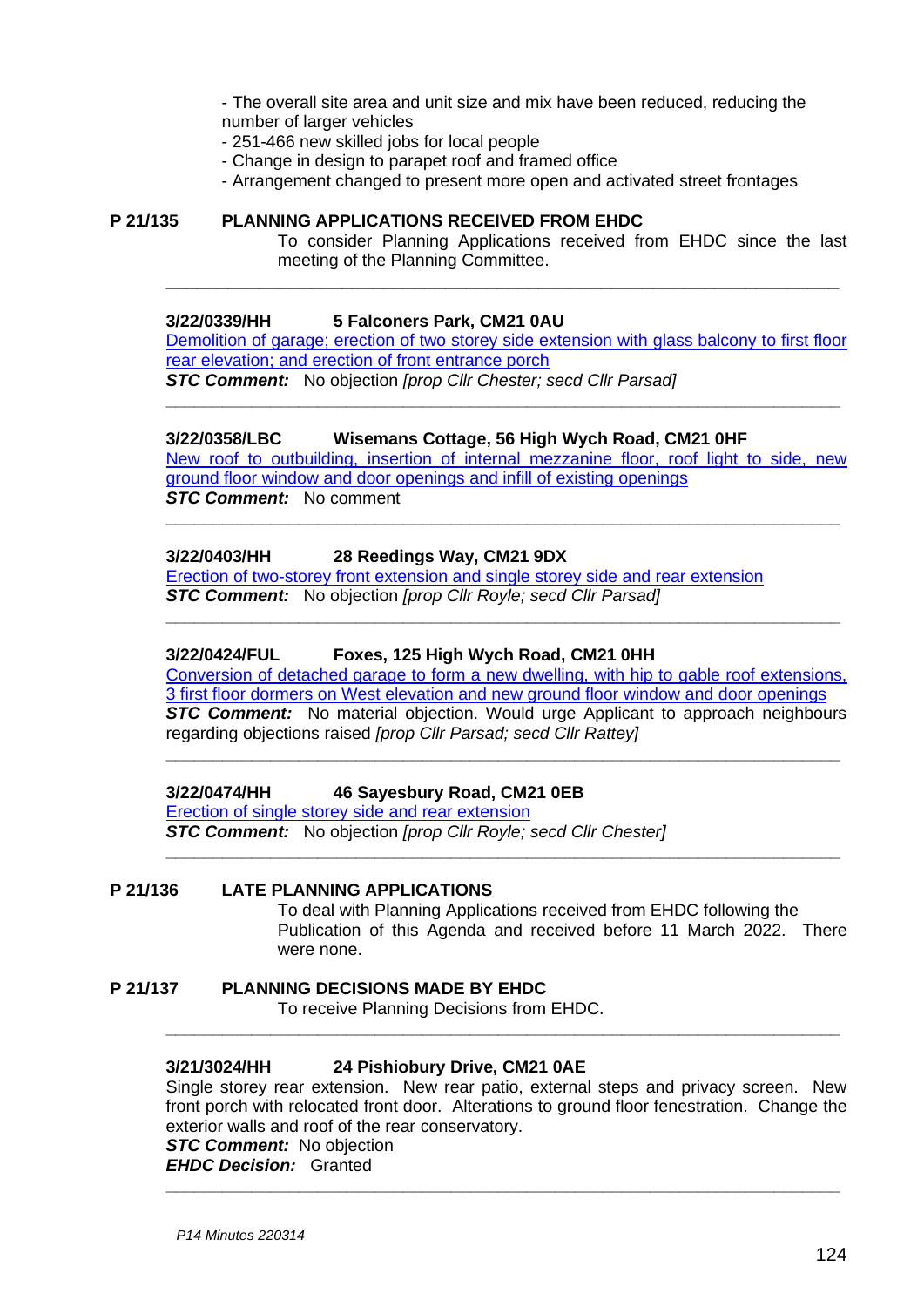- The overall site area and unit size and mix have been reduced, reducing the number of larger vehicles
- 251-466 new skilled jobs for local people
- Change in design to parapet roof and framed office
- Arrangement changed to present more open and activated street frontages

**P 21/135 PLANNING APPLICATIONS RECEIVED FROM EHDC**

To consider Planning Applications received from EHDC since the last meeting of the Planning Committee.

---

**3/22/0339/HH 5 Falconers Park, CM21 0AU**

Demolition of garage; erection of two storey side extension with glass balcony to first floor rear elevation; and erection of front entrance porch

***STC Comment:*** No objection *[prop Cllr Chester; secd Cllr Parsad]*

---

**3/22/0358/LBC Wisemans Cottage, 56 High Wych Road, CM21 0HF**

New roof to outbuilding, insertion of internal mezzanine floor, roof light to side, new ground floor window and door openings and infill of existing openings

***STC Comment:*** No comment

---

**3/22/0403/HH 28 Reedings Way, CM21 9DX**

Erection of two-storey front extension and single storey side and rear extension

***STC Comment:*** No objection *[prop Cllr Royle; secd Cllr Parsad]*

---

**3/22/0424/FUL Foxes, 125 High Wych Road, CM21 0HH**

Conversion of detached garage to form a new dwelling, with hip to gable roof extensions, 3 first floor dormers on West elevation and new ground floor window and door openings

***STC Comment:*** No material objection. Would urge Applicant to approach neighbours regarding objections raised *[prop Cllr Parsad; secd Cllr Rattey]*

---

**3/22/0474/HH 46 Sayesbury Road, CM21 0EB**

Erection of single storey side and rear extension

***STC Comment:*** No objection *[prop Cllr Royle; secd Cllr Chester]*

---

**P 21/136 LATE PLANNING APPLICATIONS**

To deal with Planning Applications received from EHDC following the Publication of this Agenda and received before 11 March 2022. There were none.

**P 21/137 PLANNING DECISIONS MADE BY EHDC**

To receive Planning Decisions from EHDC.

---

**3/21/3024/HH 24 Pishiobury Drive, CM21 0AE**

Single storey rear extension. New rear patio, external steps and privacy screen. New front porch with relocated front door. Alterations to ground floor fenestration. Change the exterior walls and roof of the rear conservatory.

***STC Comment:*** No objection

***EHDC Decision:*** Granted

---

*P14 Minutes 220314*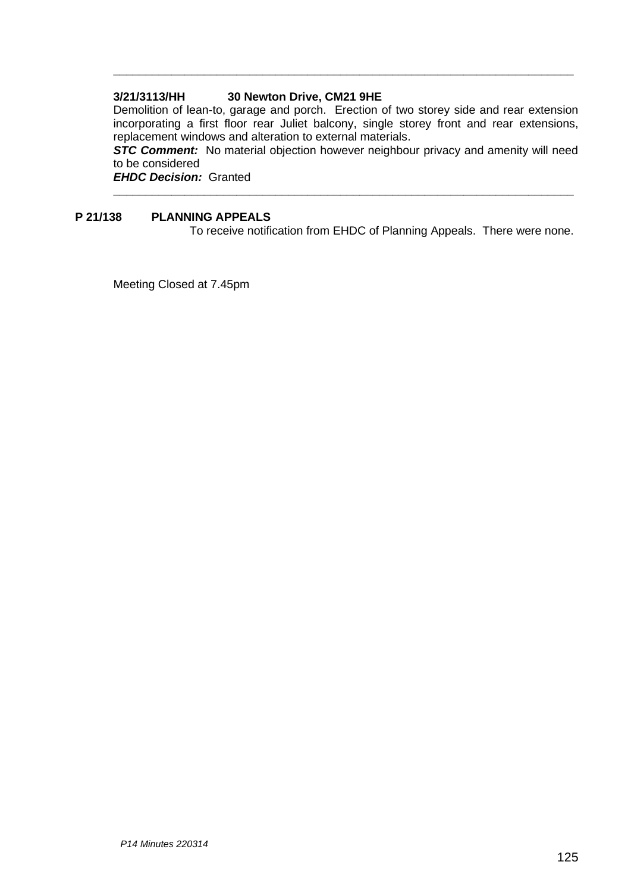---

**3/21/3113/HH 30 Newton Drive, CM21 9HE**

Demolition of lean-to, garage and porch. Erection of two storey side and rear extension incorporating a first floor rear Juliet balcony, single storey front and rear extensions, replacement windows and alteration to external materials.

***STC Comment:*** No material objection however neighbour privacy and amenity will need to be considered

***EHDC Decision:*** Granted

---

**P 21/138 PLANNING APPEALS**

To receive notification from EHDC of Planning Appeals. There were none.

Meeting Closed at 7.45pm